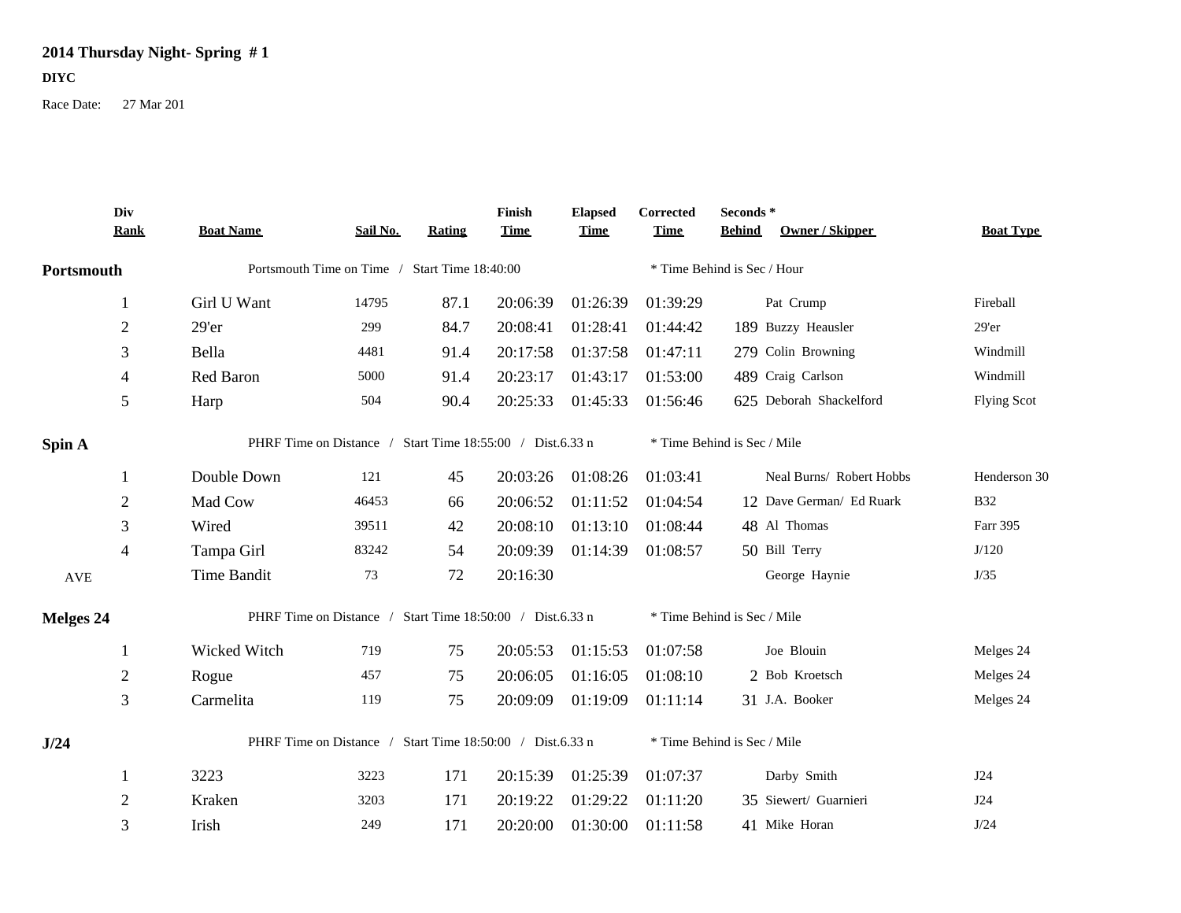**2014 Thursday Night- Spring # 1**

**DIYC**

Race Date: 27 Mar 201

| Div Rank | Boat Name | Sail No. | Rating | Finish Time | Elapsed Time | Corrected Time | Seconds * Behind | Owner / Skipper | Boat Type |
|---|---|---|---|---|---|---|---|---|---|
| **Portsmouth** | Portsmouth Time on Time / Start Time 18:40:00 | | | | | * Time Behind is Sec / Hour | | | |
| 1 | Girl U Want | 14795 | 87.1 | 20:06:39 | 01:26:39 | 01:39:29 | | Pat Crump | Fireball |
| 2 | 29'er | 299 | 84.7 | 20:08:41 | 01:28:41 | 01:44:42 | 189 | Buzzy Heausler | 29'er |
| 3 | Bella | 4481 | 91.4 | 20:17:58 | 01:37:58 | 01:47:11 | 279 | Colin Browning | Windmill |
| 4 | Red Baron | 5000 | 91.4 | 20:23:17 | 01:43:17 | 01:53:00 | 489 | Craig Carlson | Windmill |
| 5 | Harp | 504 | 90.4 | 20:25:33 | 01:45:33 | 01:56:46 | 625 | Deborah Shackelford | Flying Scot |
| **Spin A** | PHRF Time on Distance / Start Time 18:55:00 / Dist.6.33 n | | | | | * Time Behind is Sec / Mile | | | |
| 1 | Double Down | 121 | 45 | 20:03:26 | 01:08:26 | 01:03:41 | | Neal Burns/ Robert Hobbs | Henderson 30 |
| 2 | Mad Cow | 46453 | 66 | 20:06:52 | 01:11:52 | 01:04:54 | 12 | Dave German/ Ed Ruark | B32 |
| 3 | Wired | 39511 | 42 | 20:08:10 | 01:13:10 | 01:08:44 | 48 | Al Thomas | Farr 395 |
| 4 | Tampa Girl | 83242 | 54 | 20:09:39 | 01:14:39 | 01:08:57 | 50 | Bill Terry | J/120 |
| AVE | Time Bandit | 73 | 72 | 20:16:30 | | | | George Haynie | J/35 |
| **Melges 24** | PHRF Time on Distance / Start Time 18:50:00 / Dist.6.33 n | | | | | * Time Behind is Sec / Mile | | | |
| 1 | Wicked Witch | 719 | 75 | 20:05:53 | 01:15:53 | 01:07:58 | | Joe Blouin | Melges 24 |
| 2 | Rogue | 457 | 75 | 20:06:05 | 01:16:05 | 01:08:10 | 2 | Bob Kroetsch | Melges 24 |
| 3 | Carmelita | 119 | 75 | 20:09:09 | 01:19:09 | 01:11:14 | 31 | J.A. Booker | Melges 24 |
| **J/24** | PHRF Time on Distance / Start Time 18:50:00 / Dist.6.33 n | | | | | * Time Behind is Sec / Mile | | | |
| 1 | 3223 | 3223 | 171 | 20:15:39 | 01:25:39 | 01:07:37 | | Darby Smith | J24 |
| 2 | Kraken | 3203 | 171 | 20:19:22 | 01:29:22 | 01:11:20 | 35 | Siewert/ Guarnieri | J24 |
| 3 | Irish | 249 | 171 | 20:20:00 | 01:30:00 | 01:11:58 | 41 | Mike Horan | J/24 |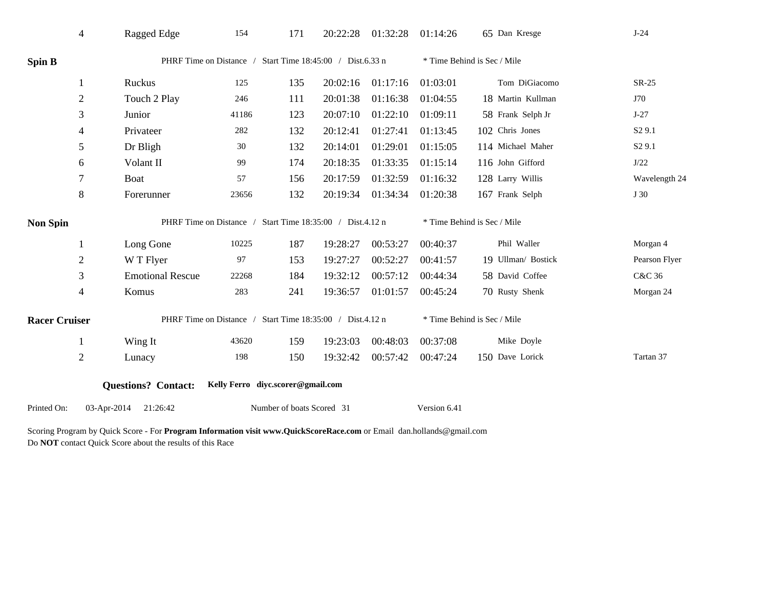| | | | | | | | | | |
|---|---|---|---|---|---|---|---|---|---|
| 4 | Ragged Edge | 154 | 171 | 20:22:28 | 01:32:28 | 01:14:26 | 65 | Dan Kresge | J-24 |

**Spin B** PHRF Time on Distance / Start Time 18:45:00 / Dist.6.33 n * Time Behind is Sec / Mile

| | | | | | | | | | |
|---|---|---|---|---|---|---|---|---|---|
| 1 | Ruckus | 125 | 135 | 20:02:16 | 01:17:16 | 01:03:01 | | Tom DiGiacomo | SR-25 |
| 2 | Touch 2 Play | 246 | 111 | 20:01:38 | 01:16:38 | 01:04:55 | 18 | Martin Kullman | J70 |
| 3 | Junior | 41186 | 123 | 20:07:10 | 01:22:10 | 01:09:11 | 58 | Frank Selph Jr | J-27 |
| 4 | Privateer | 282 | 132 | 20:12:41 | 01:27:41 | 01:13:45 | 102 | Chris Jones | S2 9.1 |
| 5 | Dr Bligh | 30 | 132 | 20:14:01 | 01:29:01 | 01:15:05 | 114 | Michael Maher | S2 9.1 |
| 6 | Volant II | 99 | 174 | 20:18:35 | 01:33:35 | 01:15:14 | 116 | John Gifford | J/22 |
| 7 | Boat | 57 | 156 | 20:17:59 | 01:32:59 | 01:16:32 | 128 | Larry Willis | Wavelength 24 |
| 8 | Forerunner | 23656 | 132 | 20:19:34 | 01:34:34 | 01:20:38 | 167 | Frank Selph | J 30 |

**Non Spin** PHRF Time on Distance / Start Time 18:35:00 / Dist.4.12 n * Time Behind is Sec / Mile

| | | | | | | | | | |
|---|---|---|---|---|---|---|---|---|---|
| 1 | Long Gone | 10225 | 187 | 19:28:27 | 00:53:27 | 00:40:37 | | Phil Waller | Morgan 4 |
| 2 | W T Flyer | 97 | 153 | 19:27:27 | 00:52:27 | 00:41:57 | 19 | Ullman/ Bostick | Pearson Flyer |
| 3 | Emotional Rescue | 22268 | 184 | 19:32:12 | 00:57:12 | 00:44:34 | 58 | David Coffee | C&C 36 |
| 4 | Komus | 283 | 241 | 19:36:57 | 01:01:57 | 00:45:24 | 70 | Rusty Shenk | Morgan 24 |

**Racer Cruiser** PHRF Time on Distance / Start Time 18:35:00 / Dist.4.12 n * Time Behind is Sec / Mile

| | | | | | | | | | |
|---|---|---|---|---|---|---|---|---|---|
| 1 | Wing It | 43620 | 159 | 19:23:03 | 00:48:03 | 00:37:08 | | Mike Doyle | |
| 2 | Lunacy | 198 | 150 | 19:32:42 | 00:57:42 | 00:47:24 | 150 | Dave Lorick | Tartan 37 |

**Questions? Contact:** **Kelly Ferro diyc.scorer@gmail.com**

Printed On: 03-Apr-2014 21:26:42 Number of boats Scored 31 Version 6.41

Scoring Program by Quick Score - For **Program Information visit www.QuickScoreRace.com** or Email dan.hollands@gmail.com
Do **NOT** contact Quick Score about the results of this Race